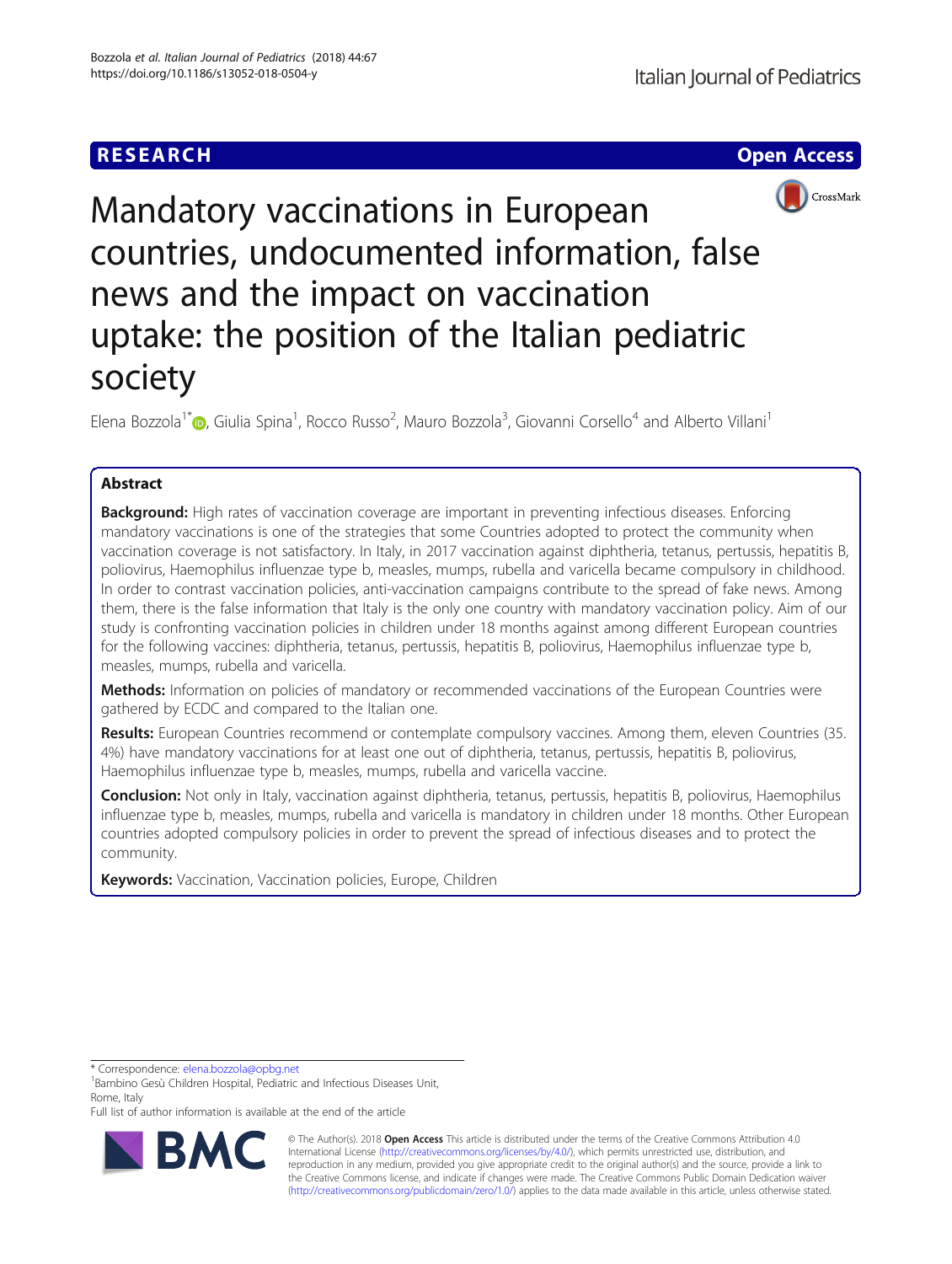RESEARCH

Open Access

# Mandatory vaccinations in European countries, undocumented information, false news and the impact on vaccination uptake: the position of the Italian pediatric society

Elena Bozzola[1*], Giulia Spina[1], Rocco Russo[2], Mauro Bozzola[3], Giovanni Corsello[4] and Alberto Villani[1]

## Abstract

**Background:** High rates of vaccination coverage are important in preventing infectious diseases. Enforcing mandatory vaccinations is one of the strategies that some Countries adopted to protect the community when vaccination coverage is not satisfactory. In Italy, in 2017 vaccination against diphtheria, tetanus, pertussis, hepatitis B, poliovirus, Haemophilus influenzae type b, measles, mumps, rubella and varicella became compulsory in childhood. In order to contrast vaccination policies, anti-vaccination campaigns contribute to the spread of fake news. Among them, there is the false information that Italy is the only one country with mandatory vaccination policy. Aim of our study is confronting vaccination policies in children under 18 months against among different European countries for the following vaccines: diphtheria, tetanus, pertussis, hepatitis B, poliovirus, Haemophilus influenzae type b, measles, mumps, rubella and varicella.

**Methods:** Information on policies of mandatory or recommended vaccinations of the European Countries were gathered by ECDC and compared to the Italian one.

**Results:** European Countries recommend or contemplate compulsory vaccines. Among them, eleven Countries (35.4%) have mandatory vaccinations for at least one out of diphtheria, tetanus, pertussis, hepatitis B, poliovirus, Haemophilus influenzae type b, measles, mumps, rubella and varicella vaccine.

**Conclusion:** Not only in Italy, vaccination against diphtheria, tetanus, pertussis, hepatitis B, poliovirus, Haemophilus influenzae type b, measles, mumps, rubella and varicella is mandatory in children under 18 months. Other European countries adopted compulsory policies in order to prevent the spread of infectious diseases and to protect the community.

**Keywords:** Vaccination, Vaccination policies, Europe, Children

* Correspondence: elena.bozzola@opbg.net

[1]Bambino Gesù Children Hospital, Pediatric and Infectious Diseases Unit, Rome, Italy

Full list of author information is available at the end of the article

© The Author(s). 2018 **Open Access** This article is distributed under the terms of the Creative Commons Attribution 4.0 International License (http://creativecommons.org/licenses/by/4.0/), which permits unrestricted use, distribution, and reproduction in any medium, provided you give appropriate credit to the original author(s) and the source, provide a link to the Creative Commons license, and indicate if changes were made. The Creative Commons Public Domain Dedication waiver (http://creativecommons.org/publicdomain/zero/1.0/) applies to the data made available in this article, unless otherwise stated.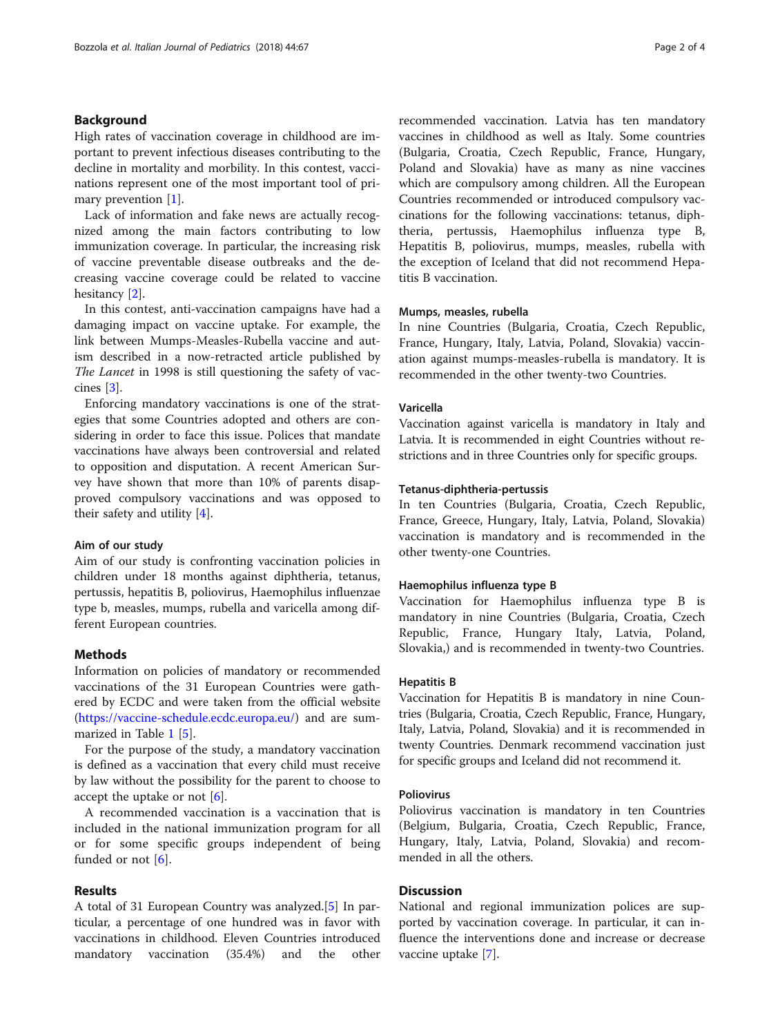## Background

High rates of vaccination coverage in childhood are important to prevent infectious diseases contributing to the decline in mortality and morbidity. In this contest, vaccinations represent one of the most important tool of primary prevention [1].

Lack of information and fake news are actually recognized among the main factors contributing to low immunization coverage. In particular, the increasing risk of vaccine preventable disease outbreaks and the decreasing vaccine coverage could be related to vaccine hesitancy [2].

In this contest, anti-vaccination campaigns have had a damaging impact on vaccine uptake. For example, the link between Mumps-Measles-Rubella vaccine and autism described in a now-retracted article published by *The Lancet* in 1998 is still questioning the safety of vaccines [3].

Enforcing mandatory vaccinations is one of the strategies that some Countries adopted and others are considering in order to face this issue. Polices that mandate vaccinations have always been controversial and related to opposition and disputation. A recent American Survey have shown that more than 10% of parents disapproved compulsory vaccinations and was opposed to their safety and utility [4].

### Aim of our study

Aim of our study is confronting vaccination policies in children under 18 months against diphtheria, tetanus, pertussis, hepatitis B, poliovirus, Haemophilus influenzae type b, measles, mumps, rubella and varicella among different European countries.

## Methods

Information on policies of mandatory or recommended vaccinations of the 31 European Countries were gathered by ECDC and were taken from the official website (https://vaccine-schedule.ecdc.europa.eu/) and are summarized in Table 1 [5].

For the purpose of the study, a mandatory vaccination is defined as a vaccination that every child must receive by law without the possibility for the parent to choose to accept the uptake or not [6].

A recommended vaccination is a vaccination that is included in the national immunization program for all or for some specific groups independent of being funded or not [6].

## Results

A total of 31 European Country was analyzed.[5] In particular, a percentage of one hundred was in favor with vaccinations in childhood. Eleven Countries introduced mandatory vaccination (35.4%) and the other recommended vaccination. Latvia has ten mandatory vaccines in childhood as well as Italy. Some countries (Bulgaria, Croatia, Czech Republic, France, Hungary, Poland and Slovakia) have as many as nine vaccines which are compulsory among children. All the European Countries recommended or introduced compulsory vaccinations for the following vaccinations: tetanus, diphtheria, pertussis, Haemophilus influenza type B, Hepatitis B, poliovirus, mumps, measles, rubella with the exception of Iceland that did not recommend Hepatitis B vaccination.

### Mumps, measles, rubella

In nine Countries (Bulgaria, Croatia, Czech Republic, France, Hungary, Italy, Latvia, Poland, Slovakia) vaccination against mumps-measles-rubella is mandatory. It is recommended in the other twenty-two Countries.

### Varicella

Vaccination against varicella is mandatory in Italy and Latvia. It is recommended in eight Countries without restrictions and in three Countries only for specific groups.

### Tetanus-diphtheria-pertussis

In ten Countries (Bulgaria, Croatia, Czech Republic, France, Greece, Hungary, Italy, Latvia, Poland, Slovakia) vaccination is mandatory and is recommended in the other twenty-one Countries.

### Haemophilus influenza type B

Vaccination for Haemophilus influenza type B is mandatory in nine Countries (Bulgaria, Croatia, Czech Republic, France, Hungary Italy, Latvia, Poland, Slovakia,) and is recommended in twenty-two Countries.

### Hepatitis B

Vaccination for Hepatitis B is mandatory in nine Countries (Bulgaria, Croatia, Czech Republic, France, Hungary, Italy, Latvia, Poland, Slovakia) and it is recommended in twenty Countries. Denmark recommend vaccination just for specific groups and Iceland did not recommend it.

### Poliovirus

Poliovirus vaccination is mandatory in ten Countries (Belgium, Bulgaria, Croatia, Czech Republic, France, Hungary, Italy, Latvia, Poland, Slovakia) and recommended in all the others.

## Discussion

National and regional immunization polices are supported by vaccination coverage. In particular, it can influence the interventions done and increase or decrease vaccine uptake [7].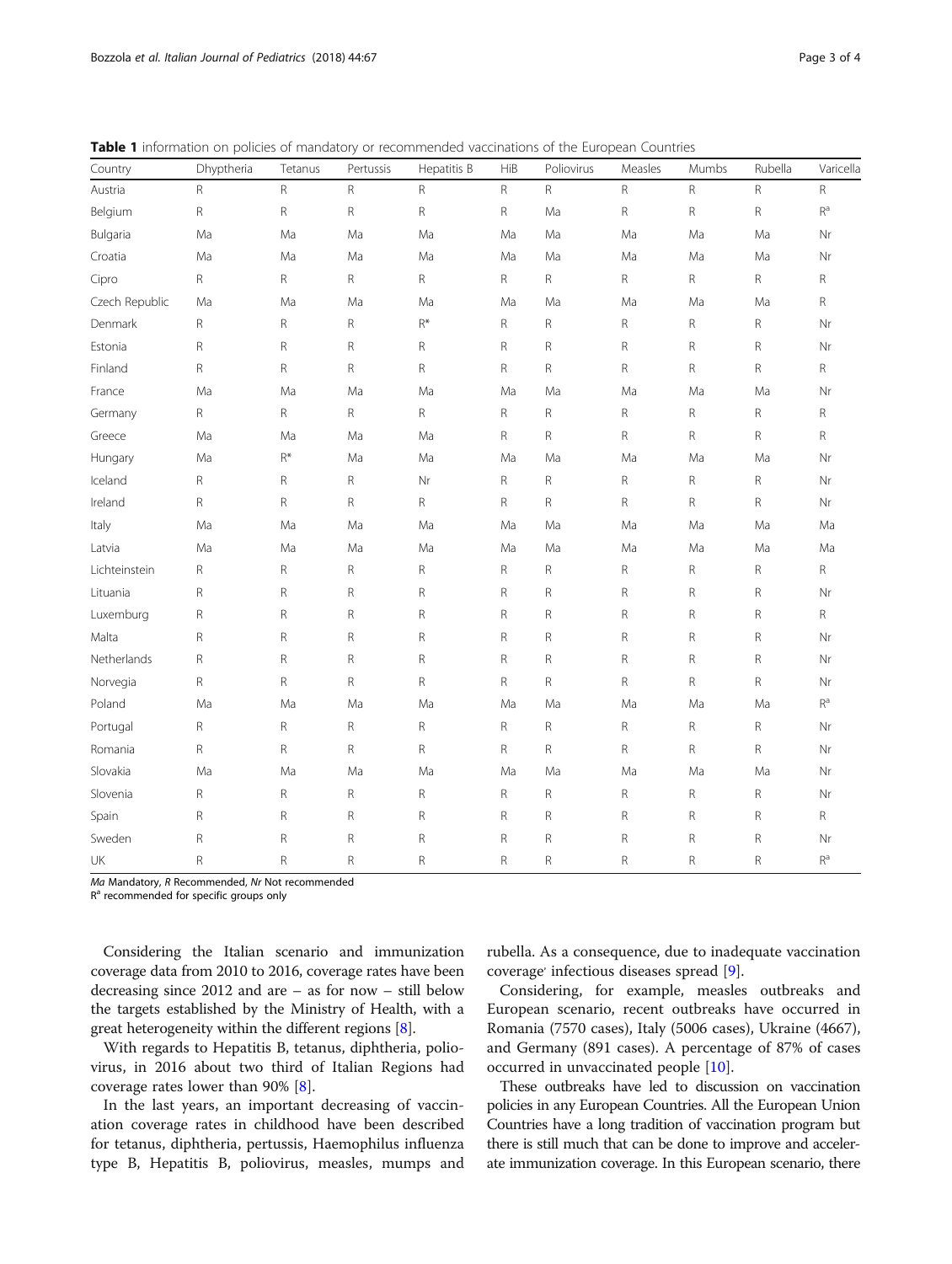**Table 1** information on policies of mandatory or recommended vaccinations of the European Countries

| Country | Dhyptheria | Tetanus | Pertussis | Hepatitis B | HiB | Poliovirus | Measles | Mumbs | Rubella | Varicella |
|---|---|---|---|---|---|---|---|---|---|---|
| Austria | R | R | R | R | R | R | R | R | R | R |
| Belgium | R | R | R | R | R | Ma | R | R | R | R[a] |
| Bulgaria | Ma | Ma | Ma | Ma | Ma | Ma | Ma | Ma | Ma | Nr |
| Croatia | Ma | Ma | Ma | Ma | Ma | Ma | Ma | Ma | Ma | Nr |
| Cipro | R | R | R | R | R | R | R | R | R | R |
| Czech Republic | Ma | Ma | Ma | Ma | Ma | Ma | Ma | Ma | Ma | R |
| Denmark | R | R | R | R* | R | R | R | R | R | Nr |
| Estonia | R | R | R | R | R | R | R | R | R | Nr |
| Finland | R | R | R | R | R | R | R | R | R | R |
| France | Ma | Ma | Ma | Ma | Ma | Ma | Ma | Ma | Ma | Nr |
| Germany | R | R | R | R | R | R | R | R | R | R |
| Greece | Ma | Ma | Ma | Ma | R | R | R | R | R | R |
| Hungary | Ma | R* | Ma | Ma | Ma | Ma | Ma | Ma | Ma | Nr |
| Iceland | R | R | R | Nr | R | R | R | R | R | Nr |
| Ireland | R | R | R | R | R | R | R | R | R | Nr |
| Italy | Ma | Ma | Ma | Ma | Ma | Ma | Ma | Ma | Ma | Ma |
| Latvia | Ma | Ma | Ma | Ma | Ma | Ma | Ma | Ma | Ma | Ma |
| Lichteinstein | R | R | R | R | R | R | R | R | R | R |
| Lituania | R | R | R | R | R | R | R | R | R | Nr |
| Luxemburg | R | R | R | R | R | R | R | R | R | R |
| Malta | R | R | R | R | R | R | R | R | R | Nr |
| Netherlands | R | R | R | R | R | R | R | R | R | Nr |
| Norvegia | R | R | R | R | R | R | R | R | R | Nr |
| Poland | Ma | Ma | Ma | Ma | Ma | Ma | Ma | Ma | Ma | R[a] |
| Portugal | R | R | R | R | R | R | R | R | R | Nr |
| Romania | R | R | R | R | R | R | R | R | R | Nr |
| Slovakia | Ma | Ma | Ma | Ma | Ma | Ma | Ma | Ma | Ma | Nr |
| Slovenia | R | R | R | R | R | R | R | R | R | Nr |
| Spain | R | R | R | R | R | R | R | R | R | R |
| Sweden | R | R | R | R | R | R | R | R | R | Nr |
| UK | R | R | R | R | R | R | R | R | R | R[a] |

*Ma* Mandatory, *R* Recommended, *Nr* Not recommended
R[a] recommended for specific groups only

Considering the Italian scenario and immunization coverage data from 2010 to 2016, coverage rates have been decreasing since 2012 and are – as for now – still below the targets established by the Ministry of Health, with a great heterogeneity within the different regions [8].

With regards to Hepatitis B, tetanus, diphtheria, poliovirus, in 2016 about two third of Italian Regions had coverage rates lower than 90% [8].

In the last years, an important decreasing of vaccination coverage rates in childhood have been described for tetanus, diphtheria, pertussis, Haemophilus influenza type B, Hepatitis B, poliovirus, measles, mumps and rubella. As a consequence, due to inadequate vaccination coverage' infectious diseases spread [9].

Considering, for example, measles outbreaks and European scenario, recent outbreaks have occurred in Romania (7570 cases), Italy (5006 cases), Ukraine (4667), and Germany (891 cases). A percentage of 87% of cases occurred in unvaccinated people [10].

These outbreaks have led to discussion on vaccination policies in any European Countries. All the European Union Countries have a long tradition of vaccination program but there is still much that can be done to improve and accelerate immunization coverage. In this European scenario, there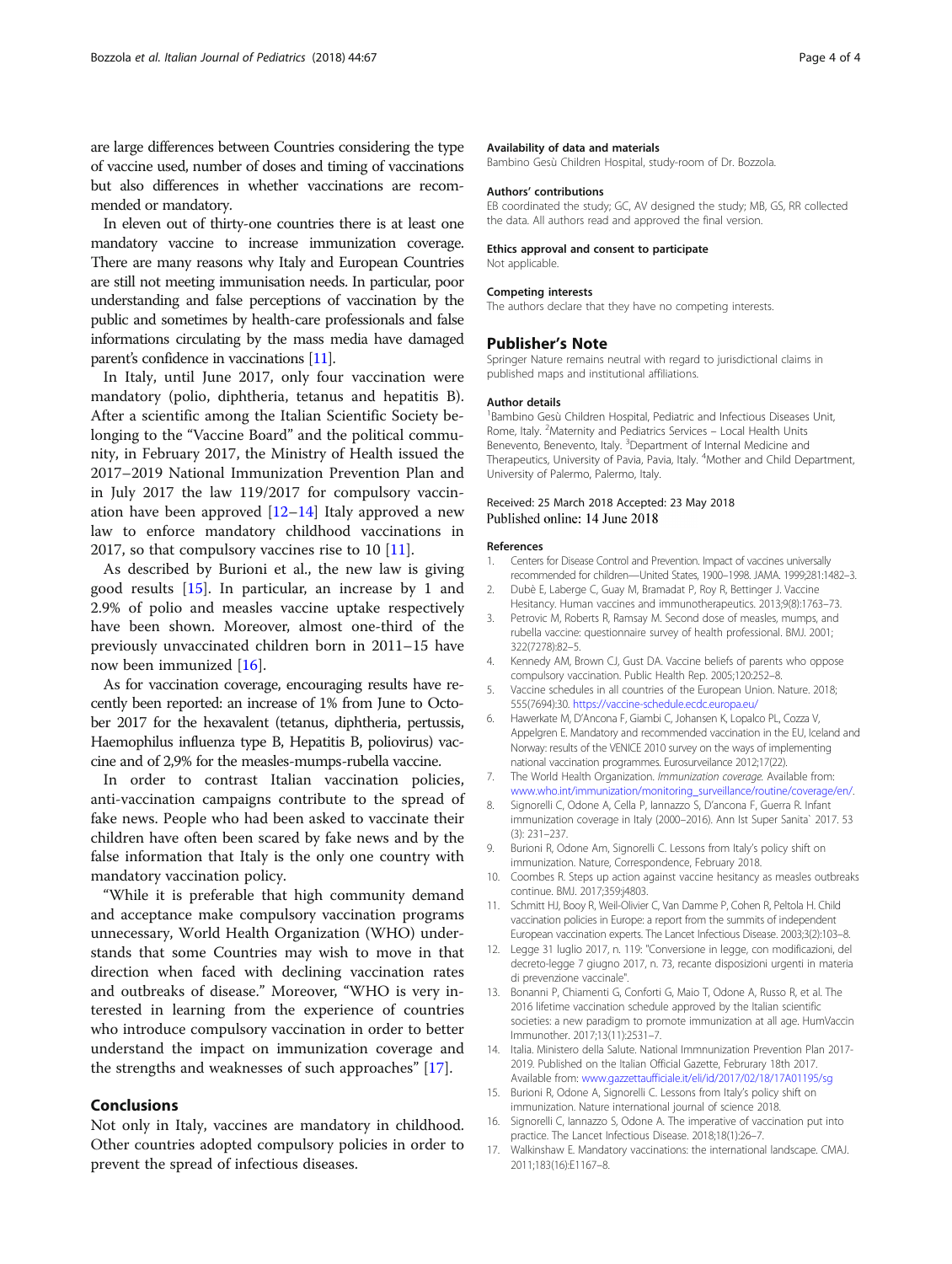are large differences between Countries considering the type of vaccine used, number of doses and timing of vaccinations but also differences in whether vaccinations are recommended or mandatory.

In eleven out of thirty-one countries there is at least one mandatory vaccine to increase immunization coverage. There are many reasons why Italy and European Countries are still not meeting immunisation needs. In particular, poor understanding and false perceptions of vaccination by the public and sometimes by health-care professionals and false informations circulating by the mass media have damaged parent's confidence in vaccinations [11].

In Italy, until June 2017, only four vaccination were mandatory (polio, diphtheria, tetanus and hepatitis B). After a scientific among the Italian Scientific Society belonging to the "Vaccine Board" and the political community, in February 2017, the Ministry of Health issued the 2017–2019 National Immunization Prevention Plan and in July 2017 the law 119/2017 for compulsory vaccination have been approved [12–14] Italy approved a new law to enforce mandatory childhood vaccinations in 2017, so that compulsory vaccines rise to 10 [11].

As described by Burioni et al., the new law is giving good results [15]. In particular, an increase by 1 and 2.9% of polio and measles vaccine uptake respectively have been shown. Moreover, almost one-third of the previously unvaccinated children born in 2011–15 have now been immunized [16].

As for vaccination coverage, encouraging results have recently been reported: an increase of 1% from June to October 2017 for the hexavalent (tetanus, diphtheria, pertussis, Haemophilus influenza type B, Hepatitis B, poliovirus) vaccine and of 2,9% for the measles-mumps-rubella vaccine.

In order to contrast Italian vaccination policies, anti-vaccination campaigns contribute to the spread of fake news. People who had been asked to vaccinate their children have often been scared by fake news and by the false information that Italy is the only one country with mandatory vaccination policy.

"While it is preferable that high community demand and acceptance make compulsory vaccination programs unnecessary, World Health Organization (WHO) understands that some Countries may wish to move in that direction when faced with declining vaccination rates and outbreaks of disease." Moreover, "WHO is very interested in learning from the experience of countries who introduce compulsory vaccination in order to better understand the impact on immunization coverage and the strengths and weaknesses of such approaches" [17].

## Conclusions

Not only in Italy, vaccines are mandatory in childhood. Other countries adopted compulsory policies in order to prevent the spread of infectious diseases.

#### Availability of data and materials

Bambino Gesù Children Hospital, study-room of Dr. Bozzola.

#### Authors' contributions

EB coordinated the study; GC, AV designed the study; MB, GS, RR collected the data. All authors read and approved the final version.

#### Ethics approval and consent to participate

Not applicable.

#### Competing interests

The authors declare that they have no competing interests.

### Publisher's Note

Springer Nature remains neutral with regard to jurisdictional claims in published maps and institutional affiliations.

#### Author details

[1]Bambino Gesù Children Hospital, Pediatric and Infectious Diseases Unit, Rome, Italy. [2]Maternity and Pediatrics Services – Local Health Units Benevento, Benevento, Italy. [3]Department of Internal Medicine and Therapeutics, University of Pavia, Pavia, Italy. [4]Mother and Child Department, University of Palermo, Palermo, Italy.

Received: 25 March 2018 Accepted: 23 May 2018
Published online: 14 June 2018

#### References

1. Centers for Disease Control and Prevention. Impact of vaccines universally recommended for children—United States, 1900–1998. JAMA. 1999;281:1482–3.
2. Dubè E, Laberge C, Guay M, Bramadat P, Roy R, Bettinger J. Vaccine Hesitancy. Human vaccines and immunotherapeutics. 2013;9(8):1763–73.
3. Petrovic M, Roberts R, Ramsay M. Second dose of measles, mumps, and rubella vaccine: questionnaire survey of health professional. BMJ. 2001; 322(7278):82–5.
4. Kennedy AM, Brown CJ, Gust DA. Vaccine beliefs of parents who oppose compulsory vaccination. Public Health Rep. 2005;120:252–8.
5. Vaccine schedules in all countries of the European Union. Nature. 2018; 555(7694):30. https://vaccine-schedule.ecdc.europa.eu/
6. Hawerkate M, D'Ancona F, Giambi C, Johansen K, Lopalco PL, Cozza V, Appelgren E. Mandatory and recommended vaccination in the EU, Iceland and Norway: results of the VENICE 2010 survey on the ways of implementing national vaccination programmes. Eurosurveillance 2012;17(22).
7. The World Health Organization. *Immunization coverage*. Available from: www.who.int/immunization/monitoring_surveillance/routine/coverage/en/.
8. Signorelli C, Odone A, Cella P, Iannazzo S, D'ancona F, Guerra R. Infant immunization coverage in Italy (2000–2016). Ann Ist Super Sanita` 2017. 53 (3): 231–237.
9. Burioni R, Odone Am, Signorelli C. Lessons from Italy's policy shift on immunization. Nature, Correspondence, February 2018.
10. Coombes R. Steps up action against vaccine hesitancy as measles outbreaks continue. BMJ. 2017;359:j4803.
11. Schmitt HJ, Booy R, Weil-Olivier C, Van Damme P, Cohen R, Peltola H. Child vaccination policies in Europe: a report from the summits of independent European vaccination experts. The Lancet Infectious Disease. 2003;3(2):103–8.
12. Legge 31 luglio 2017, n. 119: "Conversione in legge, con modificazioni, del decreto-legge 7 giugno 2017, n. 73, recante disposizioni urgenti in materia di prevenzione vaccinale".
13. Bonanni P, Chiamenti G, Conforti G, Maio T, Odone A, Russo R, et al. The 2016 lifetime vaccination schedule approved by the Italian scientific societies: a new paradigm to promote immunization at all age. HumVaccin Immunother. 2017;13(11):2531–7.
14. Italia. Ministero della Salute. National Immnunization Prevention Plan 2017-2019. Published on the Italian Official Gazette, Februrary 18th 2017. Available from: www.gazzettaufficiale.it/eli/id/2017/02/18/17A01195/sg
15. Burioni R, Odone A, Signorelli C. Lessons from Italy's policy shift on immunization. Nature international journal of science 2018.
16. Signorelli C, Iannazzo S, Odone A. The imperative of vaccination put into practice. The Lancet Infectious Disease. 2018;18(1):26–7.
17. Walkinshaw E. Mandatory vaccinations: the international landscape. CMAJ. 2011;183(16):E1167–8.